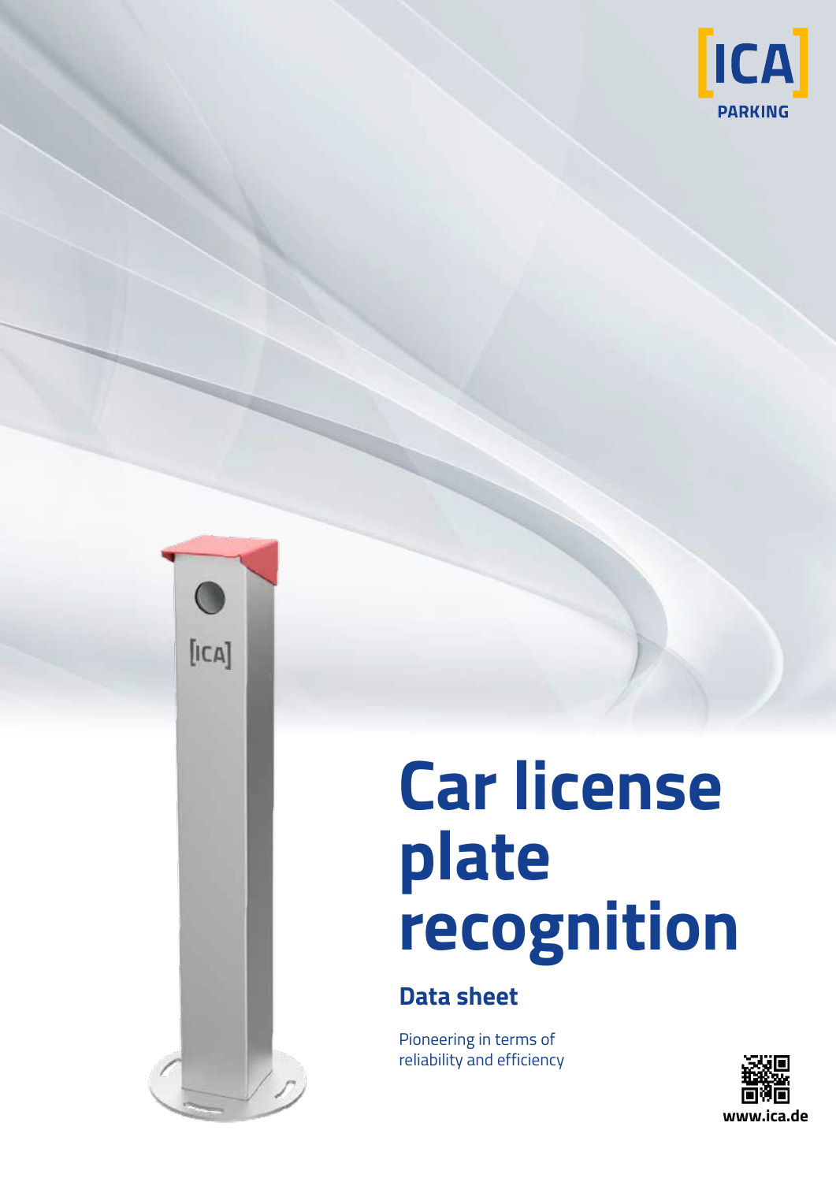[ICA]
PARKING

# Car license plate recognition

## Data sheet

Pioneering in terms of reliability and efficiency

www.ica.de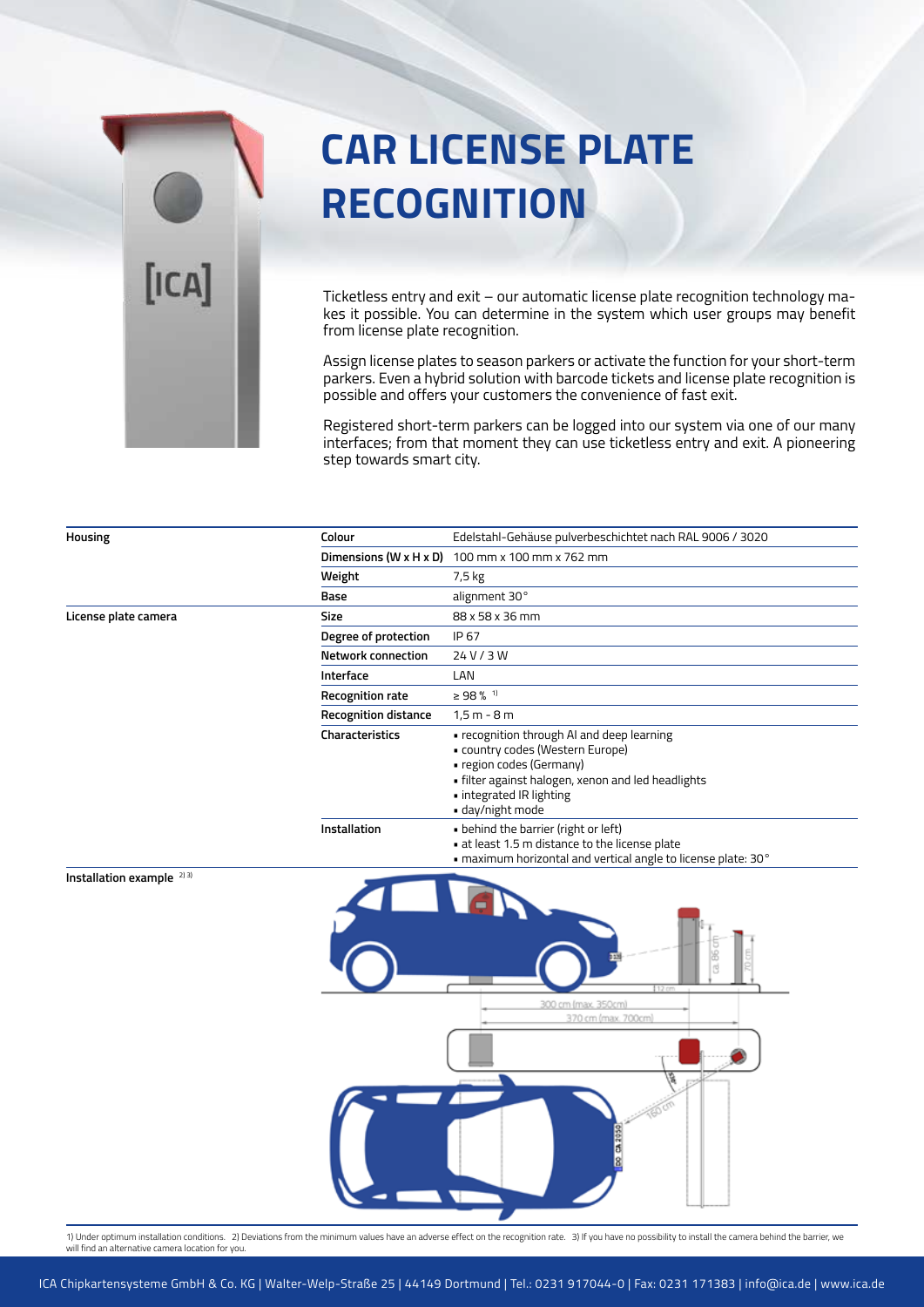# CAR LICENSE PLATE RECOGNITION

Ticketless entry and exit – our automatic license plate recognition technology makes it possible. You can determine in the system which user groups may benefit from license plate recognition.

Assign license plates to season parkers or activate the function for your short-term parkers. Even a hybrid solution with barcode tickets and license plate recognition is possible and offers your customers the convenience of fast exit.

Registered short-term parkers can be logged into our system via one of our many interfaces; from that moment they can use ticketless entry and exit. A pioneering step towards smart city.

| | | |
|---|---|---|
| **Housing** | **Colour** | Edelstahl-Gehäuse pulverbeschichtet nach RAL 9006 / 3020 |
| | **Dimensions (W x H x D)** | 100 mm x 100 mm x 762 mm |
| | **Weight** | 7,5 kg |
| | **Base** | alignment 30° |
| **License plate camera** | **Size** | 88 x 58 x 36 mm |
| | **Degree of protection** | IP 67 |
| | **Network connection** | 24 V / 3 W |
| | **Interface** | LAN |
| | **Recognition rate** | ≥ 98 % [1] |
| | **Recognition distance** | 1,5 m - 8 m |
| | **Characteristics** | • recognition through AI and deep learning<br>• country codes (Western Europe)<br>• region codes (Germany)<br>• filter against halogen, xenon and led headlights<br>• integrated IR lighting<br>• day/night mode |
| | **Installation** | • behind the barrier (right or left)<br>• at least 1.5 m distance to the license plate<br>• maximum horizontal and vertical angle to license plate: 30° |

**Installation example** [2] [3]

ca. 86 cm
70 cm
12 cm
300 cm (max. 350cm)
370 cm (max. 700cm)
30°
160 cm

1) Under optimum installation conditions. 2) Deviations from the minimum values have an adverse effect on the recognition rate. 3) If you have no possibility to install the camera behind the barrier, we will find an alternative camera location for you.

ICA Chipkartensysteme GmbH & Co. KG | Walter-Welp-Straße 25 | 44149 Dortmund | Tel.: 0231 917044-0 | Fax: 0231 171383 | info@ica.de | www.ica.de